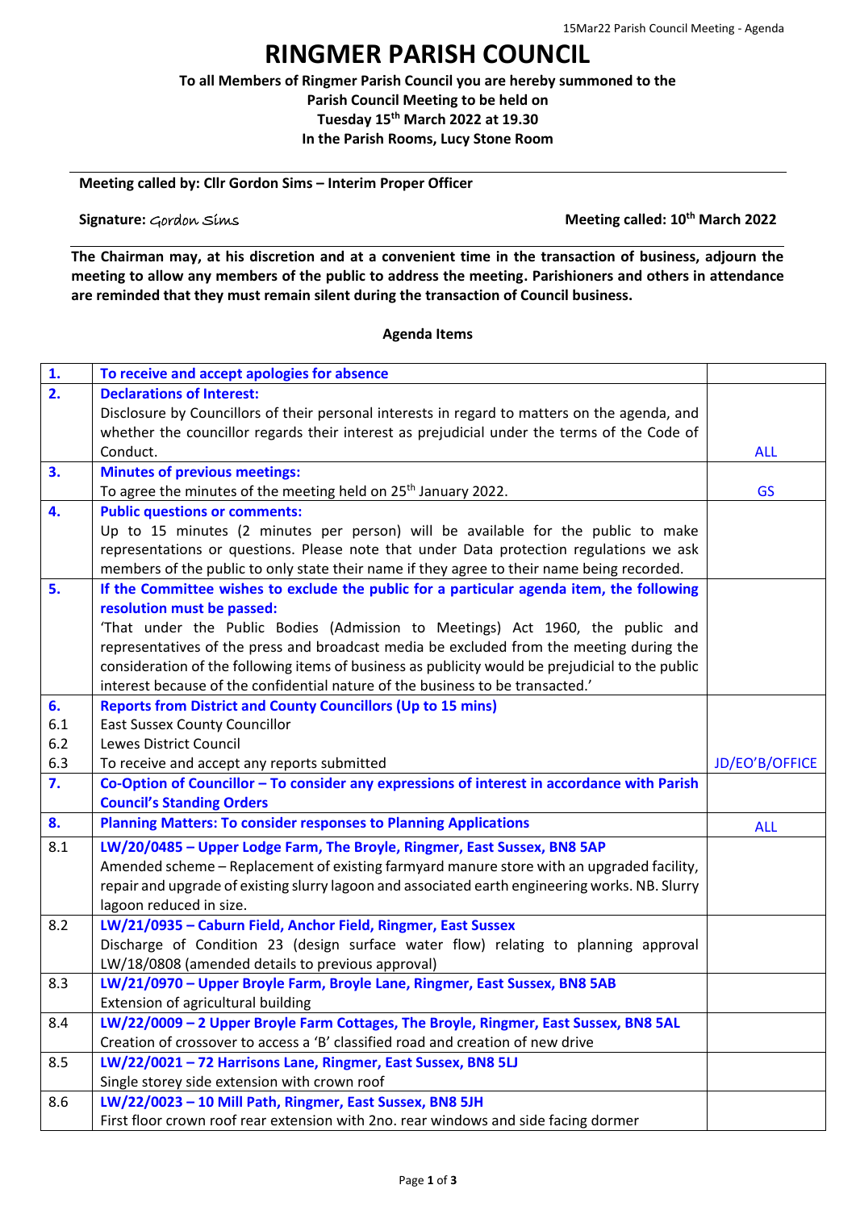# RINGMER PARISH COUNCIL

**To all Members of Ringmer Parish Council you are hereby summoned to the Parish Council Meeting to be held on Tuesday 15th March 2022 at 19.30 In the Parish Rooms, Lucy Stone Room**

**Meeting called by: Cllr Gordon Sims – Interim Proper Officer**

**Signature:** *Gordon Sims* **Meeting called: 10th March 2022**

**The Chairman may, at his discretion and at a convenient time in the transaction of business, adjourn the meeting to allow any members of the public to address the meeting. Parishioners and others in attendance are reminded that they must remain silent during the transaction of Council business.**

**Agenda Items**

| | | |
|---|---|---|
| **1.** | **To receive and accept apologies for absence** | |
| **2.** | **Declarations of Interest:**<br>Disclosure by Councillors of their personal interests in regard to matters on the agenda, and whether the councillor regards their interest as prejudicial under the terms of the Code of Conduct. | ALL |
| **3.** | **Minutes of previous meetings:**<br>To agree the minutes of the meeting held on 25th January 2022. | GS |
| **4.** | **Public questions or comments:**<br>Up to 15 minutes (2 minutes per person) will be available for the public to make representations or questions. Please note that under Data protection regulations we ask members of the public to only state their name if they agree to their name being recorded. | |
| **5.** | **If the Committee wishes to exclude the public for a particular agenda item, the following resolution must be passed:**<br>'That under the Public Bodies (Admission to Meetings) Act 1960, the public and representatives of the press and broadcast media be excluded from the meeting during the consideration of the following items of business as publicity would be prejudicial to the public interest because of the confidential nature of the business to be transacted.' | |
| **6.** | **Reports from District and County Councillors (Up to 15 mins)** | |
| 6.1 | East Sussex County Councillor | |
| 6.2 | Lewes District Council | |
| 6.3 | To receive and accept any reports submitted | JD/EO'B/OFFICE |
| **7.** | **Co-Option of Councillor – To consider any expressions of interest in accordance with Parish Council's Standing Orders** | |
| **8.** | **Planning Matters: To consider responses to Planning Applications** | ALL |
| 8.1 | **LW/20/0485 – Upper Lodge Farm, The Broyle, Ringmer, East Sussex, BN8 5AP**<br>Amended scheme – Replacement of existing farmyard manure store with an upgraded facility, repair and upgrade of existing slurry lagoon and associated earth engineering works. NB. Slurry lagoon reduced in size. | |
| 8.2 | **LW/21/0935 – Caburn Field, Anchor Field, Ringmer, East Sussex**<br>Discharge of Condition 23 (design surface water flow) relating to planning approval LW/18/0808 (amended details to previous approval) | |
| 8.3 | **LW/21/0970 – Upper Broyle Farm, Broyle Lane, Ringmer, East Sussex, BN8 5AB**<br>Extension of agricultural building | |
| 8.4 | **LW/22/0009 – 2 Upper Broyle Farm Cottages, The Broyle, Ringmer, East Sussex, BN8 5AL**<br>Creation of crossover to access a 'B' classified road and creation of new drive | |
| 8.5 | **LW/22/0021 – 72 Harrisons Lane, Ringmer, East Sussex, BN8 5LJ**<br>Single storey side extension with crown roof | |
| 8.6 | **LW/22/0023 – 10 Mill Path, Ringmer, East Sussex, BN8 5JH**<br>First floor crown roof rear extension with 2no. rear windows and side facing dormer | |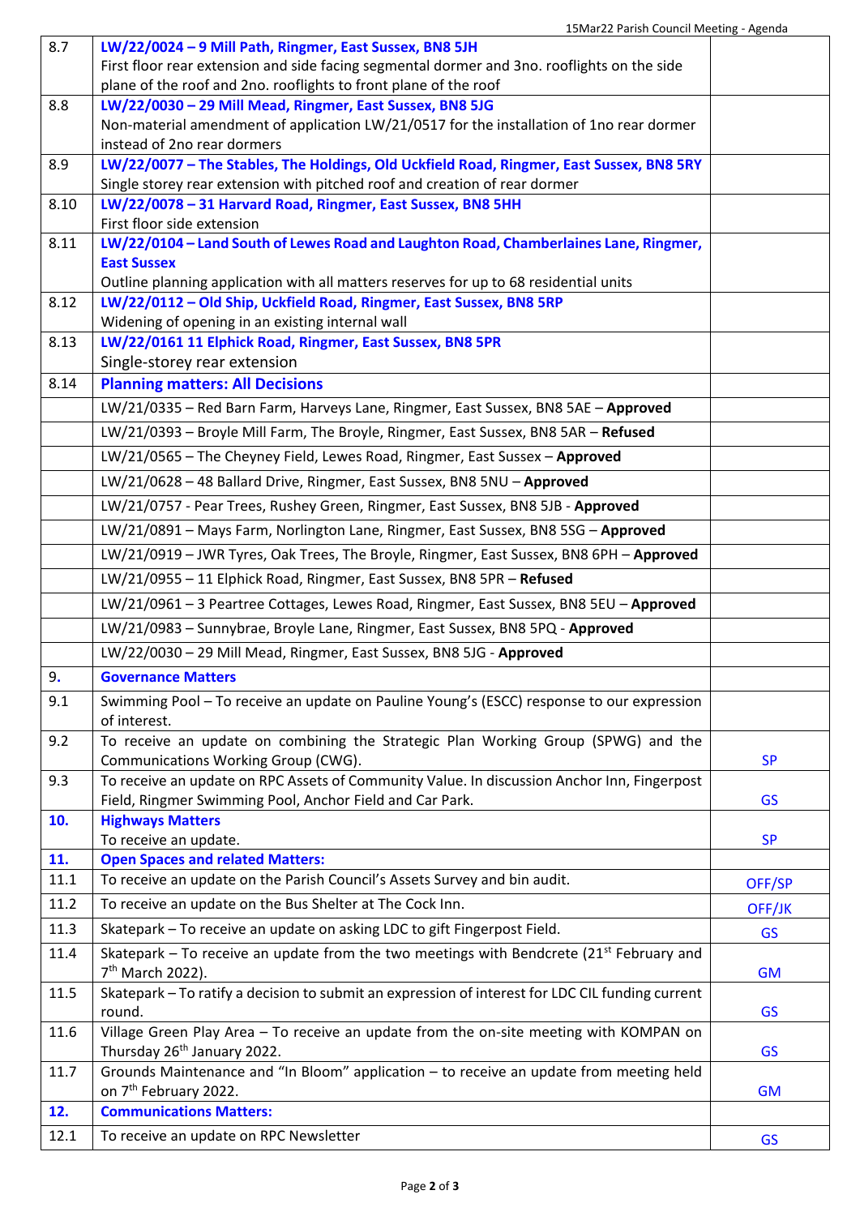| | | |
|---|---|---|
| 8.7 | **LW/22/0024 – 9 Mill Path, Ringmer, East Sussex, BN8 5JH**<br>First floor rear extension and side facing segmental dormer and 3no. rooflights on the side plane of the roof and 2no. rooflights to front plane of the roof | |
| 8.8 | **LW/22/0030 – 29 Mill Mead, Ringmer, East Sussex, BN8 5JG**<br>Non-material amendment of application LW/21/0517 for the installation of 1no rear dormer instead of 2no rear dormers | |
| 8.9 | **LW/22/0077 – The Stables, The Holdings, Old Uckfield Road, Ringmer, East Sussex, BN8 5RY**<br>Single storey rear extension with pitched roof and creation of rear dormer | |
| 8.10 | **LW/22/0078 – 31 Harvard Road, Ringmer, East Sussex, BN8 5HH**<br>First floor side extension | |
| 8.11 | **LW/22/0104 – Land South of Lewes Road and Laughton Road, Chamberlaines Lane, Ringmer, East Sussex**<br>Outline planning application with all matters reserves for up to 68 residential units | |
| 8.12 | **LW/22/0112 – Old Ship, Uckfield Road, Ringmer, East Sussex, BN8 5RP**<br>Widening of opening in an existing internal wall | |
| 8.13 | **LW/22/0161 11 Elphick Road, Ringmer, East Sussex, BN8 5PR**<br>Single-storey rear extension | |
| 8.14 | **Planning matters: All Decisions** | |
| | LW/21/0335 – Red Barn Farm, Harveys Lane, Ringmer, East Sussex, BN8 5AE – **Approved** | |
| | LW/21/0393 – Broyle Mill Farm, The Broyle, Ringmer, East Sussex, BN8 5AR – **Refused** | |
| | LW/21/0565 – The Cheyney Field, Lewes Road, Ringmer, East Sussex – **Approved** | |
| | LW/21/0628 – 48 Ballard Drive, Ringmer, East Sussex, BN8 5NU – **Approved** | |
| | LW/21/0757 - Pear Trees, Rushey Green, Ringmer, East Sussex, BN8 5JB - **Approved** | |
| | LW/21/0891 – Mays Farm, Norlington Lane, Ringmer, East Sussex, BN8 5SG – **Approved** | |
| | LW/21/0919 – JWR Tyres, Oak Trees, The Broyle, Ringmer, East Sussex, BN8 6PH – **Approved** | |
| | LW/21/0955 – 11 Elphick Road, Ringmer, East Sussex, BN8 5PR – **Refused** | |
| | LW/21/0961 – 3 Peartree Cottages, Lewes Road, Ringmer, East Sussex, BN8 5EU – **Approved** | |
| | LW/21/0983 – Sunnybrae, Broyle Lane, Ringmer, East Sussex, BN8 5PQ - **Approved** | |
| | LW/22/0030 – 29 Mill Mead, Ringmer, East Sussex, BN8 5JG - **Approved** | |
| 9. | **Governance Matters** | |
| 9.1 | Swimming Pool – To receive an update on Pauline Young's (ESCC) response to our expression of interest. | |
| 9.2 | To receive an update on combining the Strategic Plan Working Group (SPWG) and the Communications Working Group (CWG). | SP |
| 9.3 | To receive an update on RPC Assets of Community Value. In discussion Anchor Inn, Fingerpost Field, Ringmer Swimming Pool, Anchor Field and Car Park. | GS |
| **10.** | **Highways Matters**<br>To receive an update. | SP |
| **11.** | **Open Spaces and related Matters:** | |
| 11.1 | To receive an update on the Parish Council's Assets Survey and bin audit. | OFF/SP |
| 11.2 | To receive an update on the Bus Shelter at The Cock Inn. | OFF/JK |
| 11.3 | Skatepark – To receive an update on asking LDC to gift Fingerpost Field. | GS |
| 11.4 | Skatepark – To receive an update from the two meetings with Bendcrete (21st February and 7th March 2022). | GM |
| 11.5 | Skatepark – To ratify a decision to submit an expression of interest for LDC CIL funding current round. | GS |
| 11.6 | Village Green Play Area – To receive an update from the on-site meeting with KOMPAN on Thursday 26th January 2022. | GS |
| 11.7 | Grounds Maintenance and "In Bloom" application – to receive an update from meeting held on 7th February 2022. | GM |
| **12.** | **Communications Matters:** | |
| 12.1 | To receive an update on RPC Newsletter | GS |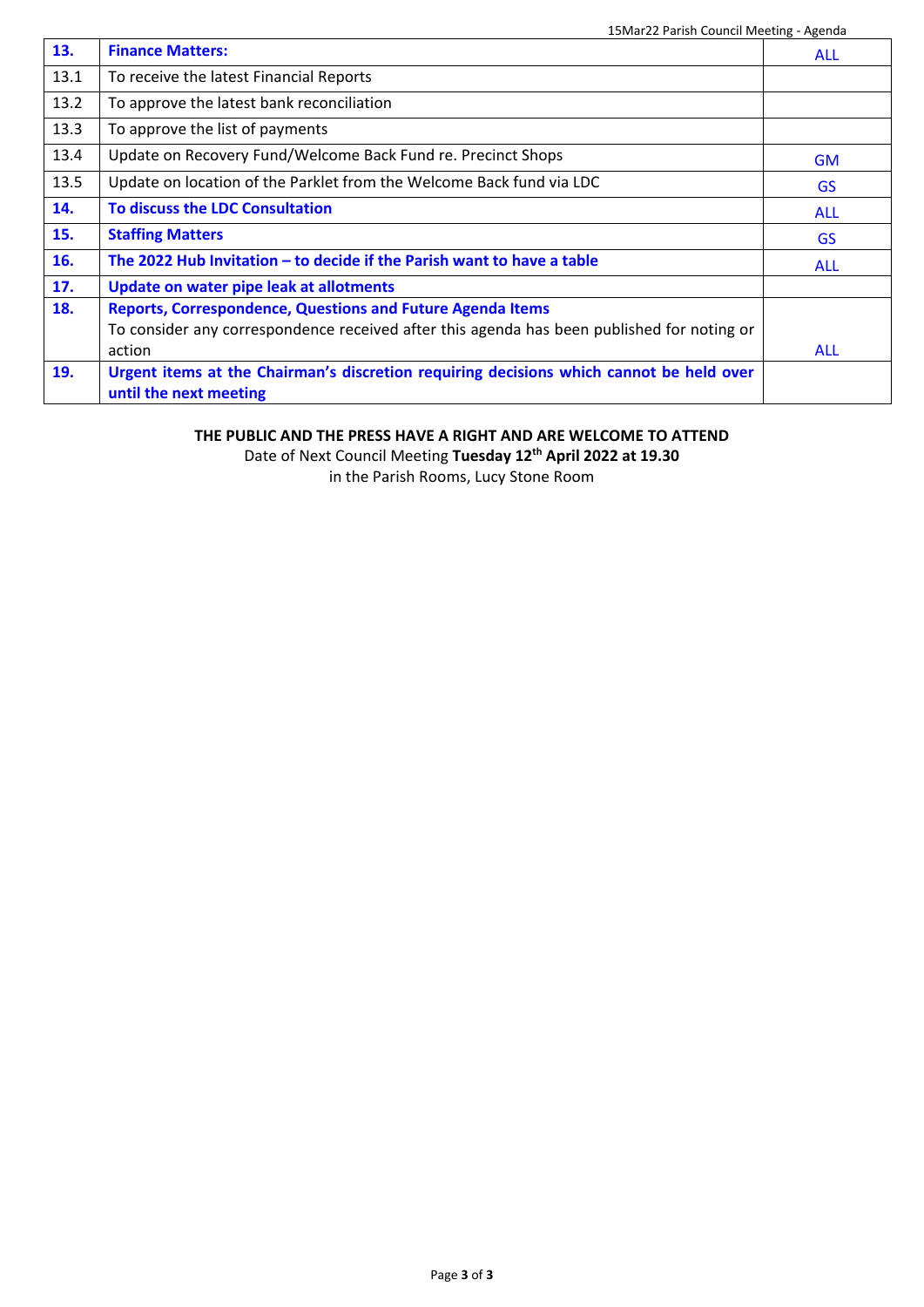| | | |
|---|---|---|
| **13.** | **Finance Matters:** | ALL |
| 13.1 | To receive the latest Financial Reports | |
| 13.2 | To approve the latest bank reconciliation | |
| 13.3 | To approve the list of payments | |
| 13.4 | Update on Recovery Fund/Welcome Back Fund re. Precinct Shops | GM |
| 13.5 | Update on location of the Parklet from the Welcome Back fund via LDC | GS |
| **14.** | **To discuss the LDC Consultation** | ALL |
| **15.** | **Staffing Matters** | GS |
| **16.** | **The 2022 Hub Invitation – to decide if the Parish want to have a table** | ALL |
| **17.** | **Update on water pipe leak at allotments** | |
| **18.** | **Reports, Correspondence, Questions and Future Agenda Items** To consider any correspondence received after this agenda has been published for noting or action | ALL |
| **19.** | **Urgent items at the Chairman's discretion requiring decisions which cannot be held over until the next meeting** | |

**THE PUBLIC AND THE PRESS HAVE A RIGHT AND ARE WELCOME TO ATTEND**

Date of Next Council Meeting **Tuesday 12th April 2022 at 19.30**

in the Parish Rooms, Lucy Stone Room